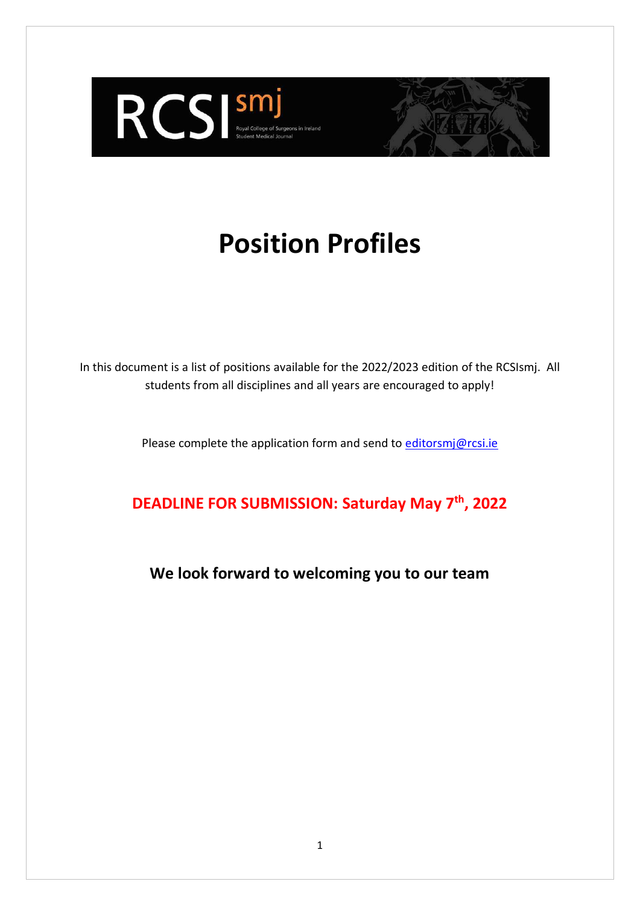# Position Profiles

In this document is a list of positions available for the 2022/2023 edition of the RCSIsmj. All students from all disciplines and all years are encouraged to apply!

Please complete the application form and send to editorsmj@rcsi.ie

**DEADLINE FOR SUBMISSION: Saturday May 7th, 2022**

**We look forward to welcoming you to our team**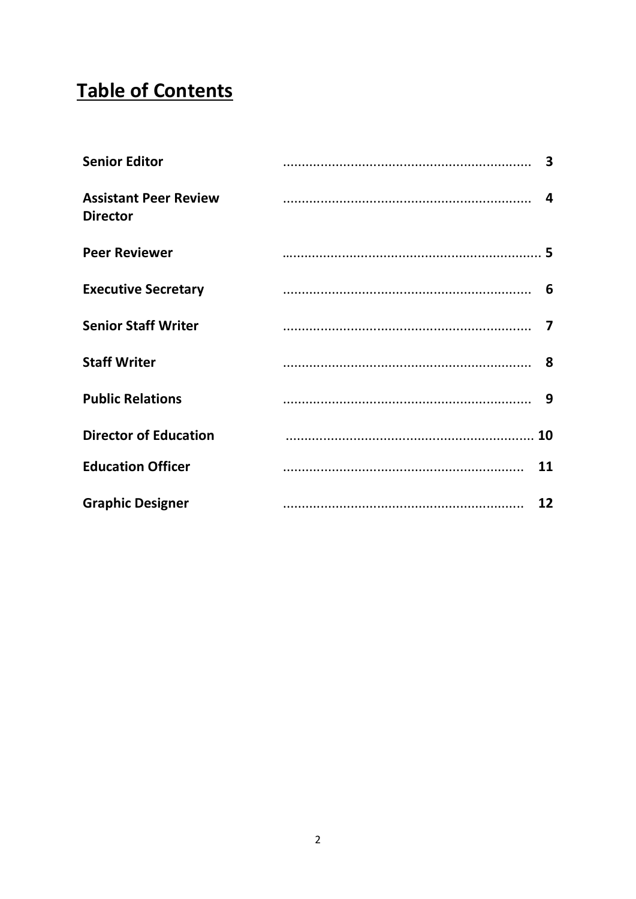# Table of Contents

| | |
|---|---|
| **Senior Editor** | 3 |
| **Assistant Peer Review Director** | 4 |
| **Peer Reviewer** | 5 |
| **Executive Secretary** | 6 |
| **Senior Staff Writer** | 7 |
| **Staff Writer** | 8 |
| **Public Relations** | 9 |
| **Director of Education** | 10 |
| **Education Officer** | 11 |
| **Graphic Designer** | 12 |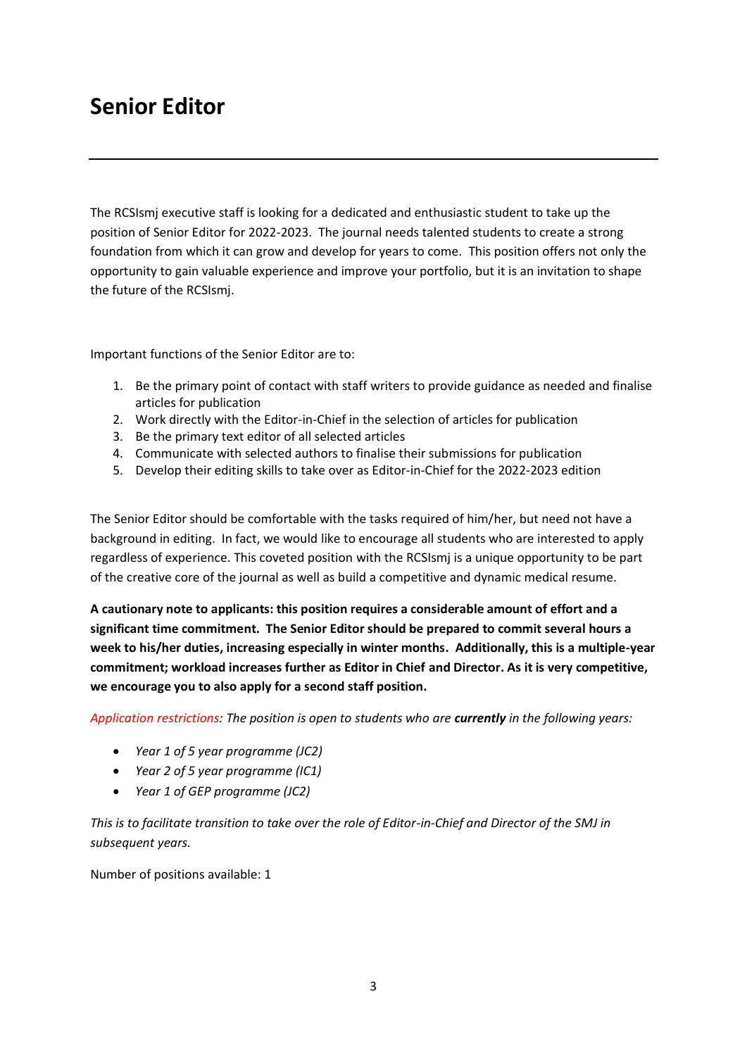# Senior Editor

---

The RCSIsmj executive staff is looking for a dedicated and enthusiastic student to take up the position of Senior Editor for 2022-2023. The journal needs talented students to create a strong foundation from which it can grow and develop for years to come. This position offers not only the opportunity to gain valuable experience and improve your portfolio, but it is an invitation to shape the future of the RCSIsmj.

Important functions of the Senior Editor are to:

1. Be the primary point of contact with staff writers to provide guidance as needed and finalise articles for publication
2. Work directly with the Editor-in-Chief in the selection of articles for publication
3. Be the primary text editor of all selected articles
4. Communicate with selected authors to finalise their submissions for publication
5. Develop their editing skills to take over as Editor-in-Chief for the 2022-2023 edition

The Senior Editor should be comfortable with the tasks required of him/her, but need not have a background in editing. In fact, we would like to encourage all students who are interested to apply regardless of experience. This coveted position with the RCSIsmj is a unique opportunity to be part of the creative core of the journal as well as build a competitive and dynamic medical resume.

**A cautionary note to applicants: this position requires a considerable amount of effort and a significant time commitment. The Senior Editor should be prepared to commit several hours a week to his/her duties, increasing especially in winter months. Additionally, this is a multiple-year commitment; workload increases further as Editor in Chief and Director. As it is very competitive, we encourage you to also apply for a second staff position.**

*Application restrictions: The position is open to students who are **currently** in the following years:*

- *Year 1 of 5 year programme (JC2)*
- *Year 2 of 5 year programme (IC1)*
- *Year 1 of GEP programme (JC2)*

*This is to facilitate transition to take over the role of Editor-in-Chief and Director of the SMJ in subsequent years.*

Number of positions available: 1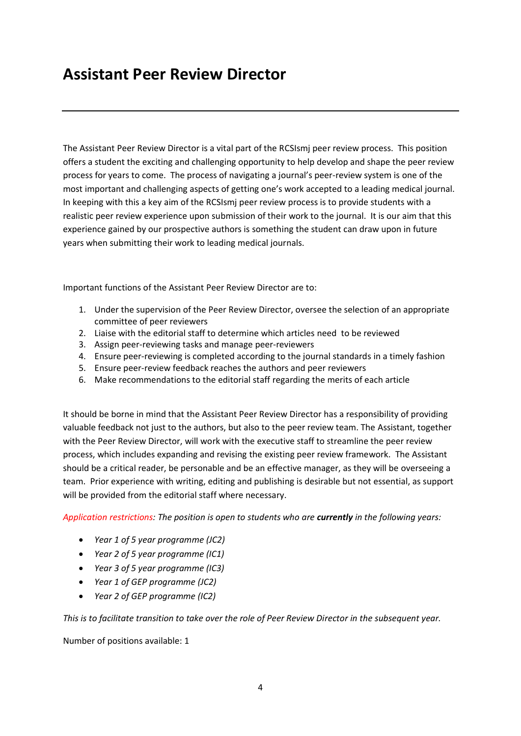# Assistant Peer Review Director

---

The Assistant Peer Review Director is a vital part of the RCSIsmj peer review process. This position offers a student the exciting and challenging opportunity to help develop and shape the peer review process for years to come. The process of navigating a journal's peer-review system is one of the most important and challenging aspects of getting one's work accepted to a leading medical journal. In keeping with this a key aim of the RCSIsmj peer review process is to provide students with a realistic peer review experience upon submission of their work to the journal. It is our aim that this experience gained by our prospective authors is something the student can draw upon in future years when submitting their work to leading medical journals.

Important functions of the Assistant Peer Review Director are to:

1. Under the supervision of the Peer Review Director, oversee the selection of an appropriate committee of peer reviewers
2. Liaise with the editorial staff to determine which articles need to be reviewed
3. Assign peer-reviewing tasks and manage peer-reviewers
4. Ensure peer-reviewing is completed according to the journal standards in a timely fashion
5. Ensure peer-review feedback reaches the authors and peer reviewers
6. Make recommendations to the editorial staff regarding the merits of each article

It should be borne in mind that the Assistant Peer Review Director has a responsibility of providing valuable feedback not just to the authors, but also to the peer review team. The Assistant, together with the Peer Review Director, will work with the executive staff to streamline the peer review process, which includes expanding and revising the existing peer review framework. The Assistant should be a critical reader, be personable and be an effective manager, as they will be overseeing a team. Prior experience with writing, editing and publishing is desirable but not essential, as support will be provided from the editorial staff where necessary.

*Application restrictions: The position is open to students who are **currently** in the following years:*

- *Year 1 of 5 year programme (JC2)*
- *Year 2 of 5 year programme (IC1)*
- *Year 3 of 5 year programme (IC3)*
- *Year 1 of GEP programme (JC2)*
- *Year 2 of GEP programme (IC2)*

*This is to facilitate transition to take over the role of Peer Review Director in the subsequent year.*

Number of positions available: 1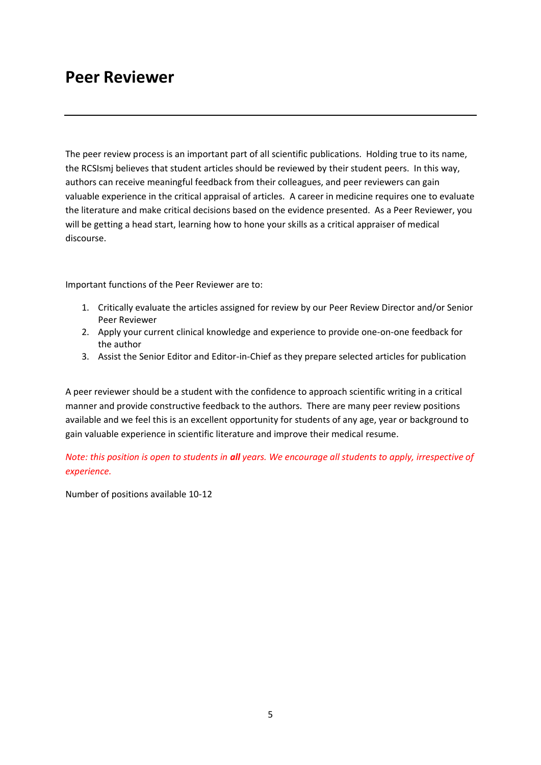# Peer Reviewer

---

The peer review process is an important part of all scientific publications. Holding true to its name, the RCSIsmj believes that student articles should be reviewed by their student peers. In this way, authors can receive meaningful feedback from their colleagues, and peer reviewers can gain valuable experience in the critical appraisal of articles. A career in medicine requires one to evaluate the literature and make critical decisions based on the evidence presented. As a Peer Reviewer, you will be getting a head start, learning how to hone your skills as a critical appraiser of medical discourse.

Important functions of the Peer Reviewer are to:

1. Critically evaluate the articles assigned for review by our Peer Review Director and/or Senior Peer Reviewer
2. Apply your current clinical knowledge and experience to provide one-on-one feedback for the author
3. Assist the Senior Editor and Editor-in-Chief as they prepare selected articles for publication

A peer reviewer should be a student with the confidence to approach scientific writing in a critical manner and provide constructive feedback to the authors. There are many peer review positions available and we feel this is an excellent opportunity for students of any age, year or background to gain valuable experience in scientific literature and improve their medical resume.

*Note: this position is open to students in **all** years. We encourage all students to apply, irrespective of experience.*

Number of positions available 10-12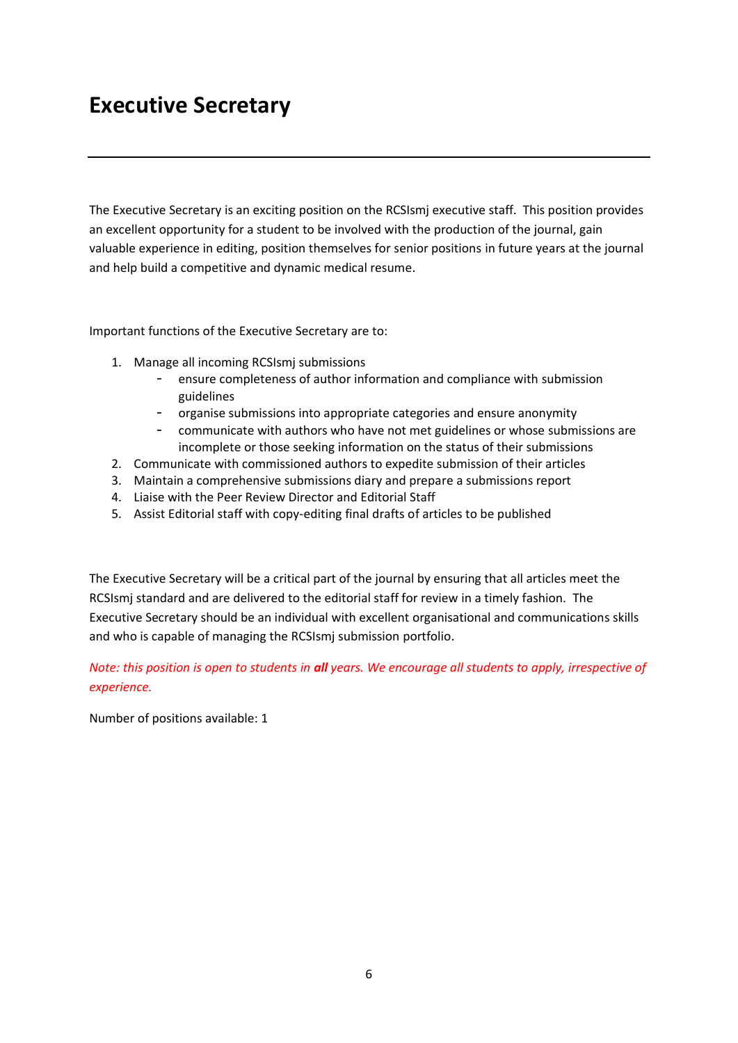# Executive Secretary

---

The Executive Secretary is an exciting position on the RCSIsmj executive staff. This position provides an excellent opportunity for a student to be involved with the production of the journal, gain valuable experience in editing, position themselves for senior positions in future years at the journal and help build a competitive and dynamic medical resume.

Important functions of the Executive Secretary are to:

1. Manage all incoming RCSIsmj submissions
   - ensure completeness of author information and compliance with submission guidelines
   - organise submissions into appropriate categories and ensure anonymity
   - communicate with authors who have not met guidelines or whose submissions are incomplete or those seeking information on the status of their submissions
2. Communicate with commissioned authors to expedite submission of their articles
3. Maintain a comprehensive submissions diary and prepare a submissions report
4. Liaise with the Peer Review Director and Editorial Staff
5. Assist Editorial staff with copy-editing final drafts of articles to be published

The Executive Secretary will be a critical part of the journal by ensuring that all articles meet the RCSIsmj standard and are delivered to the editorial staff for review in a timely fashion. The Executive Secretary should be an individual with excellent organisational and communications skills and who is capable of managing the RCSIsmj submission portfolio.

*Note: this position is open to students in **all** years. We encourage all students to apply, irrespective of experience.*

Number of positions available: 1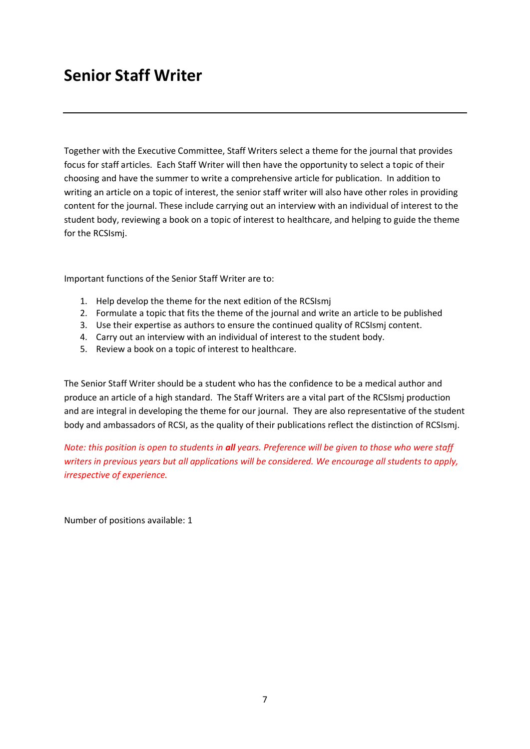# Senior Staff Writer

---

Together with the Executive Committee, Staff Writers select a theme for the journal that provides focus for staff articles. Each Staff Writer will then have the opportunity to select a topic of their choosing and have the summer to write a comprehensive article for publication. In addition to writing an article on a topic of interest, the senior staff writer will also have other roles in providing content for the journal. These include carrying out an interview with an individual of interest to the student body, reviewing a book on a topic of interest to healthcare, and helping to guide the theme for the RCSIsmj.

Important functions of the Senior Staff Writer are to:

1. Help develop the theme for the next edition of the RCSIsmj
2. Formulate a topic that fits the theme of the journal and write an article to be published
3. Use their expertise as authors to ensure the continued quality of RCSIsmj content.
4. Carry out an interview with an individual of interest to the student body.
5. Review a book on a topic of interest to healthcare.

The Senior Staff Writer should be a student who has the confidence to be a medical author and produce an article of a high standard. The Staff Writers are a vital part of the RCSIsmj production and are integral in developing the theme for our journal. They are also representative of the student body and ambassadors of RCSI, as the quality of their publications reflect the distinction of RCSIsmj.

*Note: this position is open to students in **all** years. Preference will be given to those who were staff writers in previous years but all applications will be considered. We encourage all students to apply, irrespective of experience.*

Number of positions available: 1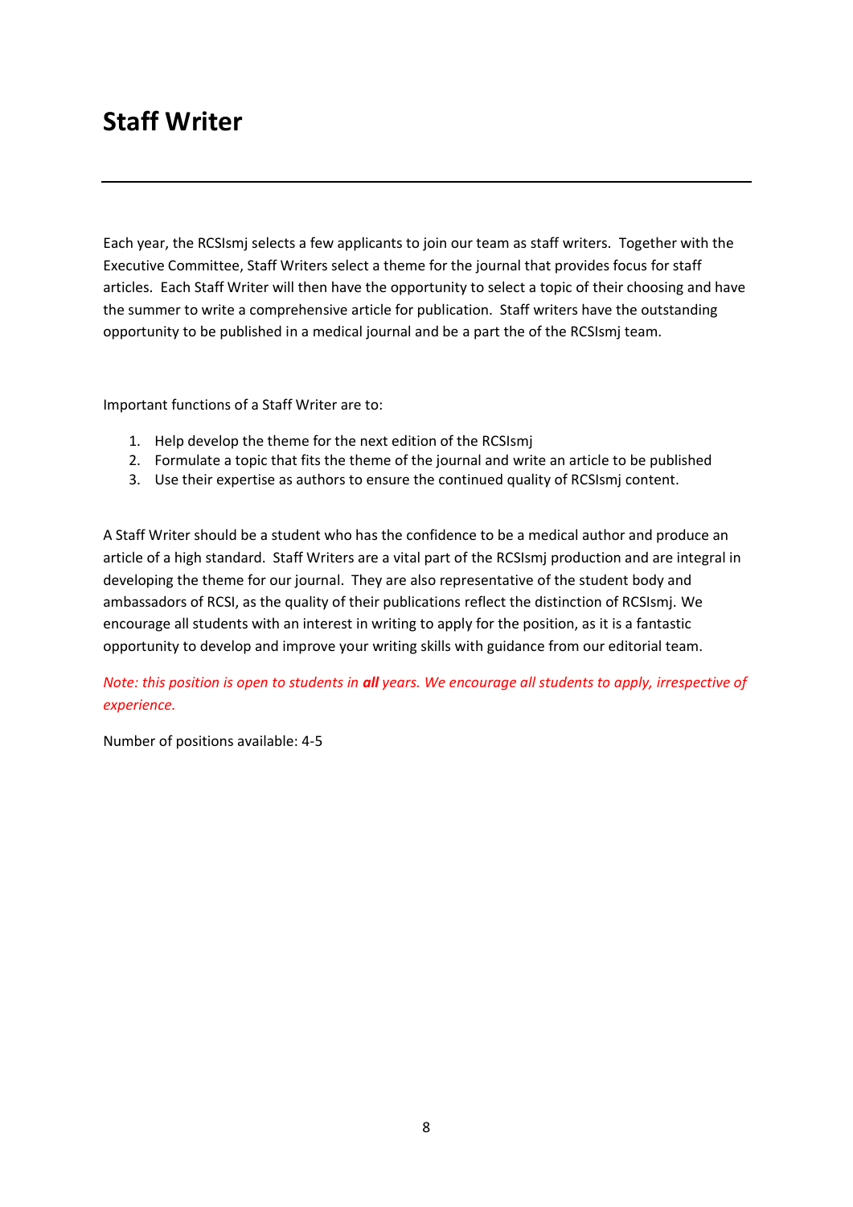# Staff Writer

---

Each year, the RCSIsmj selects a few applicants to join our team as staff writers. Together with the Executive Committee, Staff Writers select a theme for the journal that provides focus for staff articles. Each Staff Writer will then have the opportunity to select a topic of their choosing and have the summer to write a comprehensive article for publication. Staff writers have the outstanding opportunity to be published in a medical journal and be a part the of the RCSIsmj team.

Important functions of a Staff Writer are to:

1. Help develop the theme for the next edition of the RCSIsmj
2. Formulate a topic that fits the theme of the journal and write an article to be published
3. Use their expertise as authors to ensure the continued quality of RCSIsmj content.

A Staff Writer should be a student who has the confidence to be a medical author and produce an article of a high standard. Staff Writers are a vital part of the RCSIsmj production and are integral in developing the theme for our journal. They are also representative of the student body and ambassadors of RCSI, as the quality of their publications reflect the distinction of RCSIsmj. We encourage all students with an interest in writing to apply for the position, as it is a fantastic opportunity to develop and improve your writing skills with guidance from our editorial team.

*Note: this position is open to students in **all** years. We encourage all students to apply, irrespective of experience.*

Number of positions available: 4-5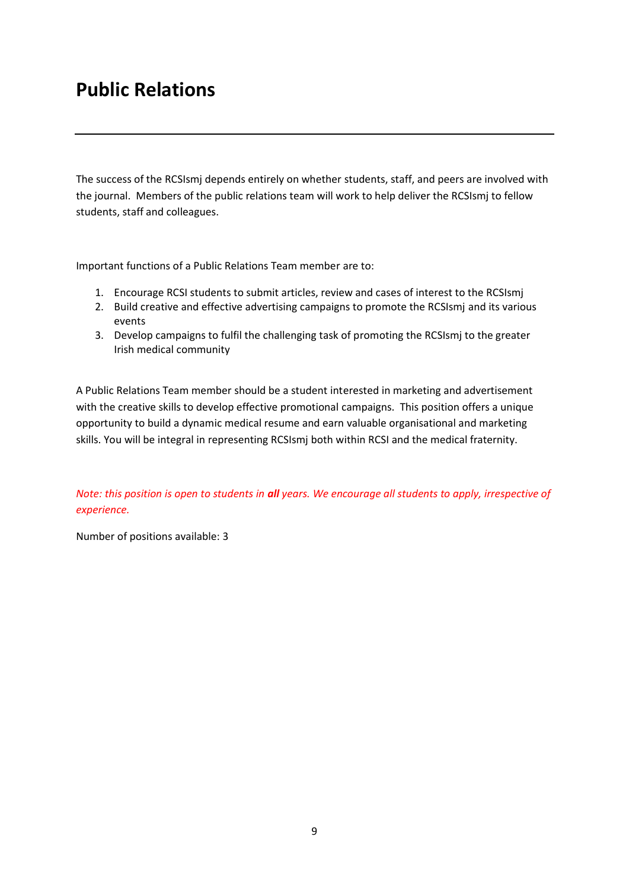# Public Relations

---

The success of the RCSIsmj depends entirely on whether students, staff, and peers are involved with the journal. Members of the public relations team will work to help deliver the RCSIsmj to fellow students, staff and colleagues.

Important functions of a Public Relations Team member are to:

1. Encourage RCSI students to submit articles, review and cases of interest to the RCSIsmj
2. Build creative and effective advertising campaigns to promote the RCSIsmj and its various events
3. Develop campaigns to fulfil the challenging task of promoting the RCSIsmj to the greater Irish medical community

A Public Relations Team member should be a student interested in marketing and advertisement with the creative skills to develop effective promotional campaigns. This position offers a unique opportunity to build a dynamic medical resume and earn valuable organisational and marketing skills. You will be integral in representing RCSIsmj both within RCSI and the medical fraternity.

*Note: this position is open to students in* ***all*** *years. We encourage all students to apply, irrespective of experience.*

Number of positions available: 3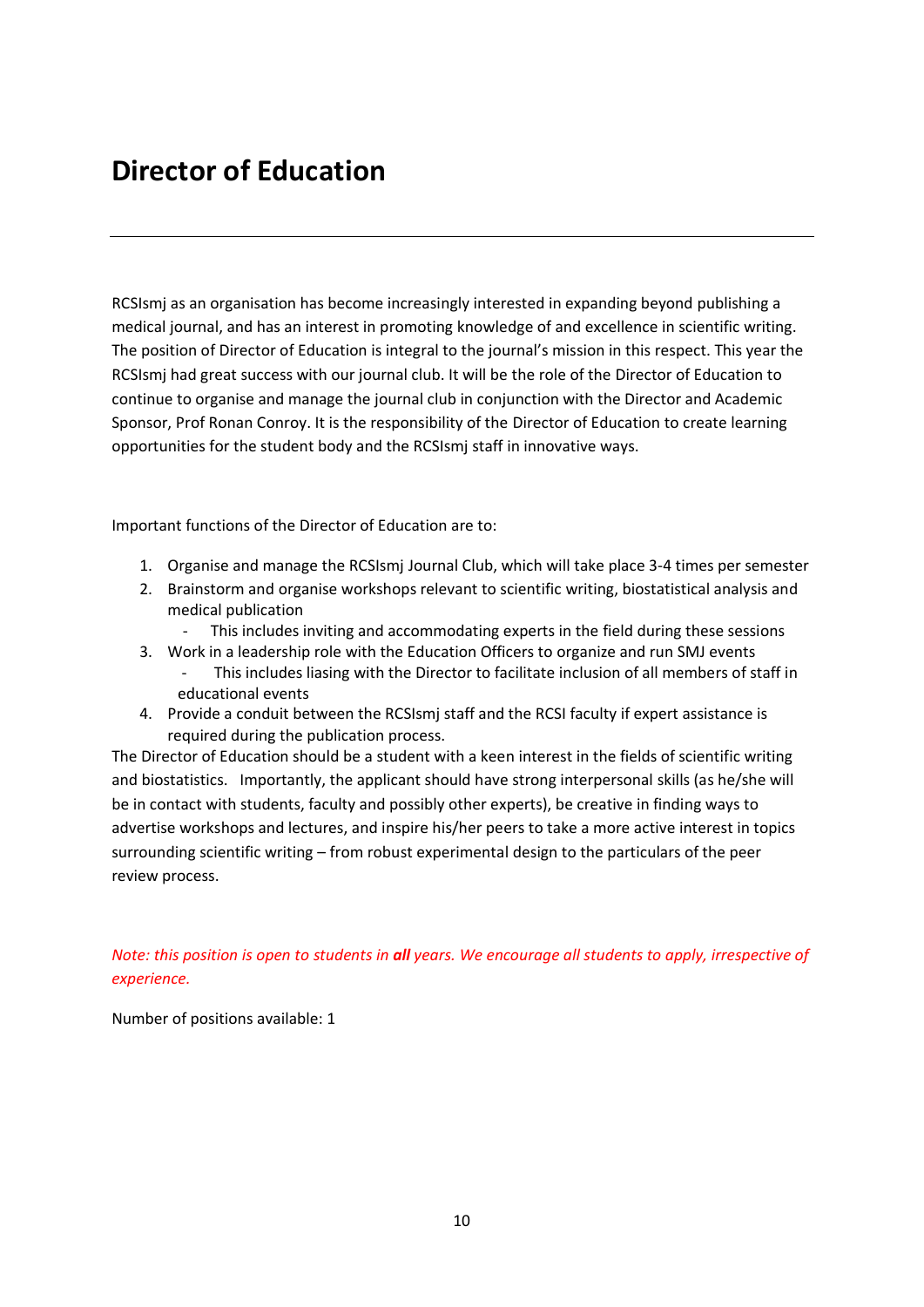# Director of Education

---

RCSIsmj as an organisation has become increasingly interested in expanding beyond publishing a medical journal, and has an interest in promoting knowledge of and excellence in scientific writing. The position of Director of Education is integral to the journal's mission in this respect. This year the RCSIsmj had great success with our journal club. It will be the role of the Director of Education to continue to organise and manage the journal club in conjunction with the Director and Academic Sponsor, Prof Ronan Conroy. It is the responsibility of the Director of Education to create learning opportunities for the student body and the RCSIsmj staff in innovative ways.

Important functions of the Director of Education are to:

1. Organise and manage the RCSIsmj Journal Club, which will take place 3-4 times per semester
2. Brainstorm and organise workshops relevant to scientific writing, biostatistical analysis and medical publication
   - This includes inviting and accommodating experts in the field during these sessions
3. Work in a leadership role with the Education Officers to organize and run SMJ events
   - This includes liasing with the Director to facilitate inclusion of all members of staff in educational events
4. Provide a conduit between the RCSIsmj staff and the RCSI faculty if expert assistance is required during the publication process.

The Director of Education should be a student with a keen interest in the fields of scientific writing and biostatistics. Importantly, the applicant should have strong interpersonal skills (as he/she will be in contact with students, faculty and possibly other experts), be creative in finding ways to advertise workshops and lectures, and inspire his/her peers to take a more active interest in topics surrounding scientific writing – from robust experimental design to the particulars of the peer review process.

*Note: this position is open to students in **all** years. We encourage all students to apply, irrespective of experience.*

Number of positions available: 1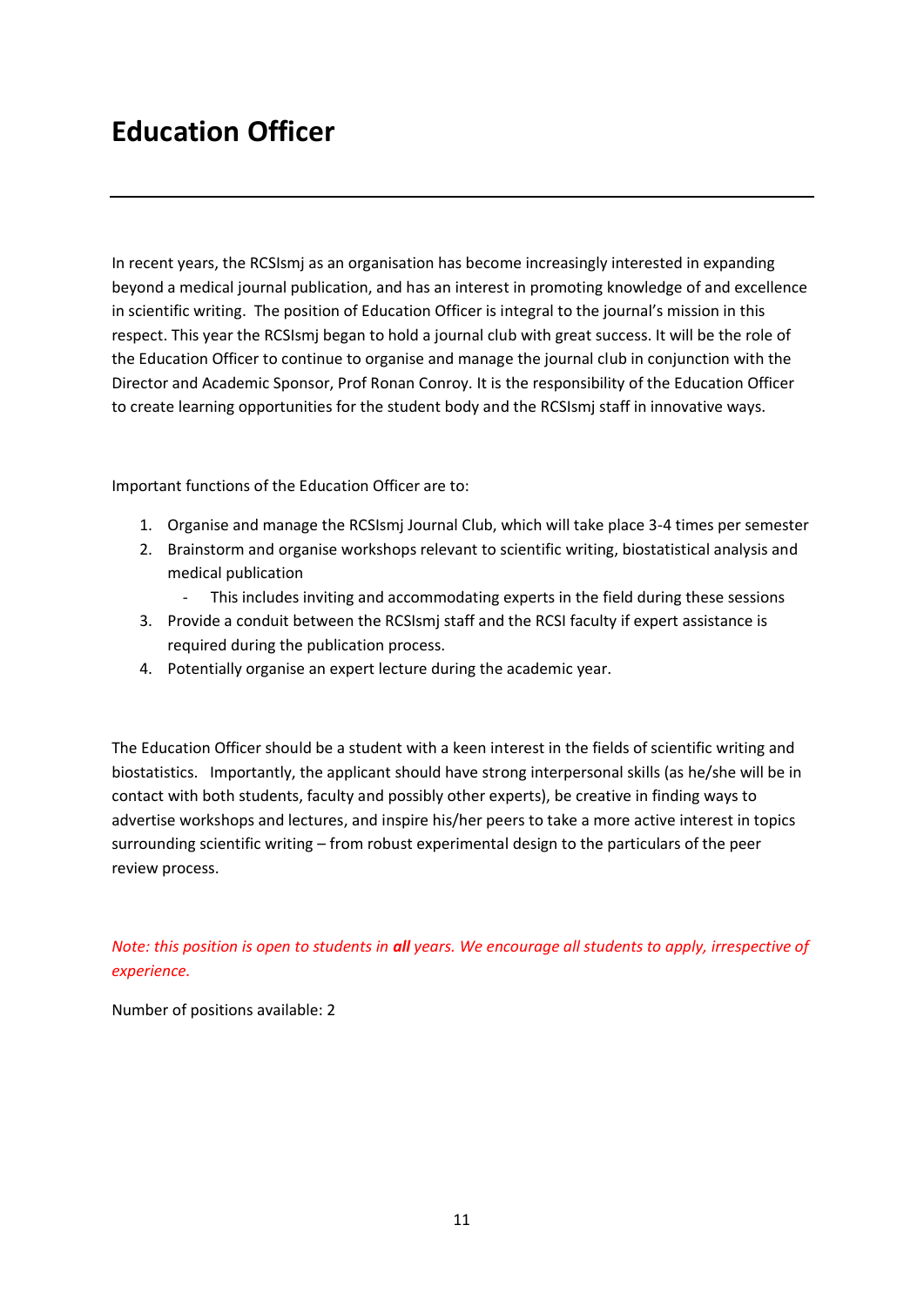# Education Officer

---

In recent years, the RCSIsmj as an organisation has become increasingly interested in expanding beyond a medical journal publication, and has an interest in promoting knowledge of and excellence in scientific writing. The position of Education Officer is integral to the journal's mission in this respect. This year the RCSIsmj began to hold a journal club with great success. It will be the role of the Education Officer to continue to organise and manage the journal club in conjunction with the Director and Academic Sponsor, Prof Ronan Conroy. It is the responsibility of the Education Officer to create learning opportunities for the student body and the RCSIsmj staff in innovative ways.

Important functions of the Education Officer are to:

1. Organise and manage the RCSIsmj Journal Club, which will take place 3-4 times per semester
2. Brainstorm and organise workshops relevant to scientific writing, biostatistical analysis and medical publication
   - This includes inviting and accommodating experts in the field during these sessions
3. Provide a conduit between the RCSIsmj staff and the RCSI faculty if expert assistance is required during the publication process.
4. Potentially organise an expert lecture during the academic year.

The Education Officer should be a student with a keen interest in the fields of scientific writing and biostatistics. Importantly, the applicant should have strong interpersonal skills (as he/she will be in contact with both students, faculty and possibly other experts), be creative in finding ways to advertise workshops and lectures, and inspire his/her peers to take a more active interest in topics surrounding scientific writing – from robust experimental design to the particulars of the peer review process.

*Note: this position is open to students in **all** years. We encourage all students to apply, irrespective of experience.*

Number of positions available: 2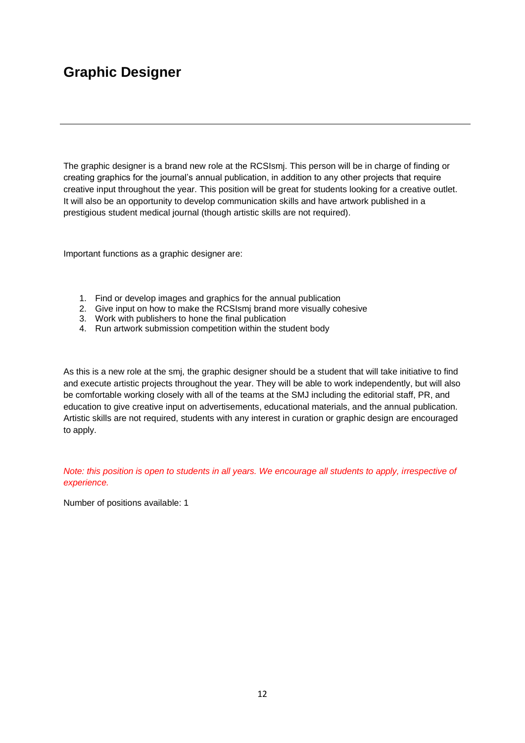# Graphic Designer

---

The graphic designer is a brand new role at the RCSIsmj. This person will be in charge of finding or creating graphics for the journal's annual publication, in addition to any other projects that require creative input throughout the year. This position will be great for students looking for a creative outlet. It will also be an opportunity to develop communication skills and have artwork published in a prestigious student medical journal (though artistic skills are not required).

Important functions as a graphic designer are:

1. Find or develop images and graphics for the annual publication
2. Give input on how to make the RCSIsmj brand more visually cohesive
3. Work with publishers to hone the final publication
4. Run artwork submission competition within the student body

As this is a new role at the smj, the graphic designer should be a student that will take initiative to find and execute artistic projects throughout the year. They will be able to work independently, but will also be comfortable working closely with all of the teams at the SMJ including the editorial staff, PR, and education to give creative input on advertisements, educational materials, and the annual publication. Artistic skills are not required, students with any interest in curation or graphic design are encouraged to apply.

*Note: this position is open to students in all years. We encourage all students to apply, irrespective of experience.*

Number of positions available: 1